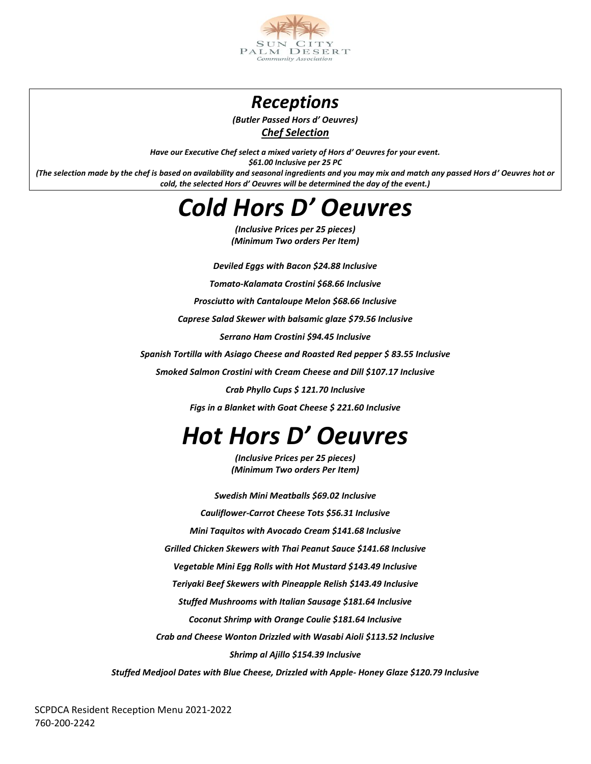SUN CITY
PALM DESERT
Community Association

# *Receptions*

***(Butler Passed Hors d' Oeuvres)***

***Chef Selection***

***Have our Executive Chef select a mixed variety of Hors d' Oeuvres for your event.***
***$61.00 Inclusive per 25 PC***
***(The selection made by the chef is based on availability and seasonal ingredients and you may mix and match any passed Hors d' Oeuvres hot or cold, the selected Hors d' Oeuvres will be determined the day of the event.)***

# *Cold Hors D' Oeuvres*

***(Inclusive Prices per 25 pieces)***
***(Minimum Two orders Per Item)***

***Deviled Eggs with Bacon $24.88 Inclusive***

***Tomato-Kalamata Crostini $68.66 Inclusive***

***Prosciutto with Cantaloupe Melon $68.66 Inclusive***

***Caprese Salad Skewer with balsamic glaze $79.56 Inclusive***

***Serrano Ham Crostini $94.45 Inclusive***

***Spanish Tortilla with Asiago Cheese and Roasted Red pepper $ 83.55 Inclusive***

***Smoked Salmon Crostini with Cream Cheese and Dill $107.17 Inclusive***

***Crab Phyllo Cups $ 121.70 Inclusive***

***Figs in a Blanket with Goat Cheese $ 221.60 Inclusive***

# *Hot Hors D' Oeuvres*

***(Inclusive Prices per 25 pieces)***
***(Minimum Two orders Per Item)***

***Swedish Mini Meatballs $69.02 Inclusive***

***Cauliflower-Carrot Cheese Tots $56.31 Inclusive***

***Mini Taquitos with Avocado Cream $141.68 Inclusive***

***Grilled Chicken Skewers with Thai Peanut Sauce $141.68 Inclusive***

***Vegetable Mini Egg Rolls with Hot Mustard $143.49 Inclusive***

***Teriyaki Beef Skewers with Pineapple Relish $143.49 Inclusive***

***Stuffed Mushrooms with Italian Sausage $181.64 Inclusive***

***Coconut Shrimp with Orange Coulie $181.64 Inclusive***

***Crab and Cheese Wonton Drizzled with Wasabi Aioli $113.52 Inclusive***

***Shrimp al Ajillo $154.39 Inclusive***

***Stuffed Medjool Dates with Blue Cheese, Drizzled with Apple- Honey Glaze $120.79 Inclusive***

SCPDCA Resident Reception Menu 2021-2022
760-200-2242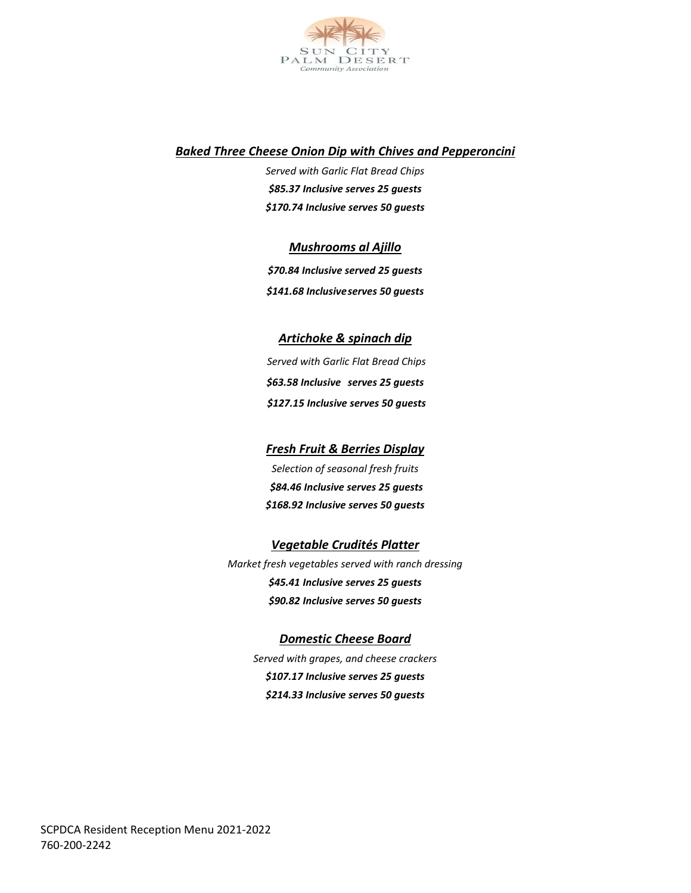## ***Baked Three Cheese Onion Dip with Chives and Pepperoncini***

*Served with Garlic Flat Bread Chips*

***$85.37 Inclusive serves 25 guests***

***$170.74 Inclusive serves 50 guests***

## ***Mushrooms al Ajillo***

***$70.84 Inclusive served 25 guests***

***$141.68 Inclusive serves 50 guests***

## ***Artichoke & spinach dip***

*Served with Garlic Flat Bread Chips*

***$63.58 Inclusive serves 25 guests***

***$127.15 Inclusive serves 50 guests***

## ***Fresh Fruit & Berries Display***

*Selection of seasonal fresh fruits*

***$84.46 Inclusive serves 25 guests***

***$168.92 Inclusive serves 50 guests***

## ***Vegetable Crudités Platter***

*Market fresh vegetables served with ranch dressing*

***$45.41 Inclusive serves 25 guests***

***$90.82 Inclusive serves 50 guests***

## ***Domestic Cheese Board***

*Served with grapes, and cheese crackers*

***$107.17 Inclusive serves 25 guests***

***$214.33 Inclusive serves 50 guests***